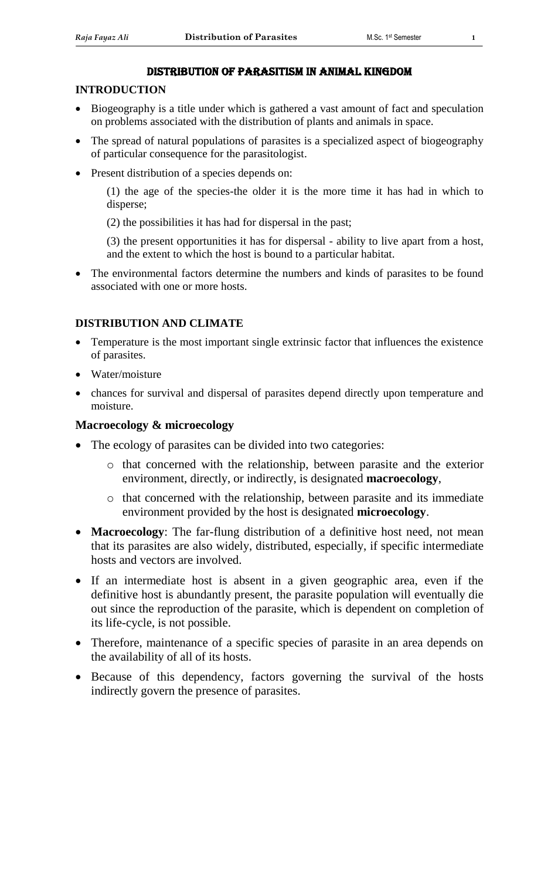# DISTRIBUTION OF PARASITISM IN ANIMAL KINGDOM

## INTRODUCTION

- Biogeography is a title under which is gathered a vast amount of fact and speculation on problems associated with the distribution of plants and animals in space.
- The spread of natural populations of parasites is a specialized aspect of biogeography of particular consequence for the parasitologist.
- Present distribution of a species depends on:

  (1) the age of the species-the older it is the more time it has had in which to disperse;

  (2) the possibilities it has had for dispersal in the past;

  (3) the present opportunities it has for dispersal - ability to live apart from a host, and the extent to which the host is bound to a particular habitat.

- The environmental factors determine the numbers and kinds of parasites to be found associated with one or more hosts.

## DISTRIBUTION AND CLIMATE

- Temperature is the most important single extrinsic factor that influences the existence of parasites.
- Water/moisture
- chances for survival and dispersal of parasites depend directly upon temperature and moisture.

### Macroecology & microecology

- The ecology of parasites can be divided into two categories:
  - that concerned with the relationship, between parasite and the exterior environment, directly, or indirectly, is designated **macroecology**,
  - that concerned with the relationship, between parasite and its immediate environment provided by the host is designated **microecology**.
- **Macroecology**: The far-flung distribution of a definitive host need, not mean that its parasites are also widely, distributed, especially, if specific intermediate hosts and vectors are involved.
- If an intermediate host is absent in a given geographic area, even if the definitive host is abundantly present, the parasite population will eventually die out since the reproduction of the parasite, which is dependent on completion of its life-cycle, is not possible.
- Therefore, maintenance of a specific species of parasite in an area depends on the availability of all of its hosts.
- Because of this dependency, factors governing the survival of the hosts indirectly govern the presence of parasites.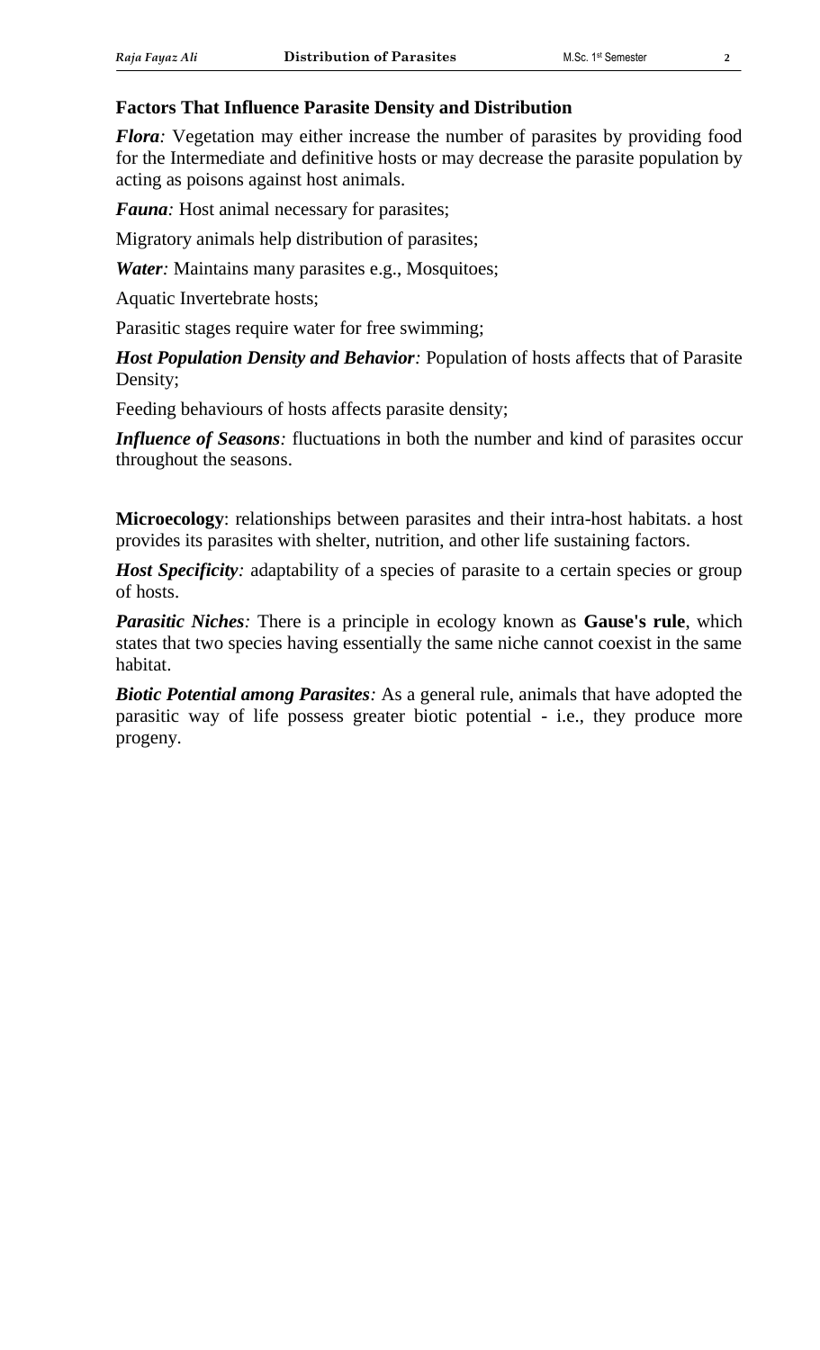### Factors That Influence Parasite Density and Distribution

***Flora**:* Vegetation may either increase the number of parasites by providing food for the Intermediate and definitive hosts or may decrease the parasite population by acting as poisons against host animals.

***Fauna**:* Host animal necessary for parasites;

Migratory animals help distribution of parasites;

***Water**:* Maintains many parasites e.g., Mosquitoes;

Aquatic Invertebrate hosts;

Parasitic stages require water for free swimming;

***Host Population Density and Behavior**:* Population of hosts affects that of Parasite Density;

Feeding behaviours of hosts affects parasite density;

***Influence of Seasons**:* fluctuations in both the number and kind of parasites occur throughout the seasons.

**Microecology**: relationships between parasites and their intra-host habitats. a host provides its parasites with shelter, nutrition, and other life sustaining factors.

***Host Specificity**:* adaptability of a species of parasite to a certain species or group of hosts.

***Parasitic Niches**:* There is a principle in ecology known as **Gause's rule**, which states that two species having essentially the same niche cannot coexist in the same habitat.

***Biotic Potential among Parasites**:* As a general rule, animals that have adopted the parasitic way of life possess greater biotic potential - i.e., they produce more progeny.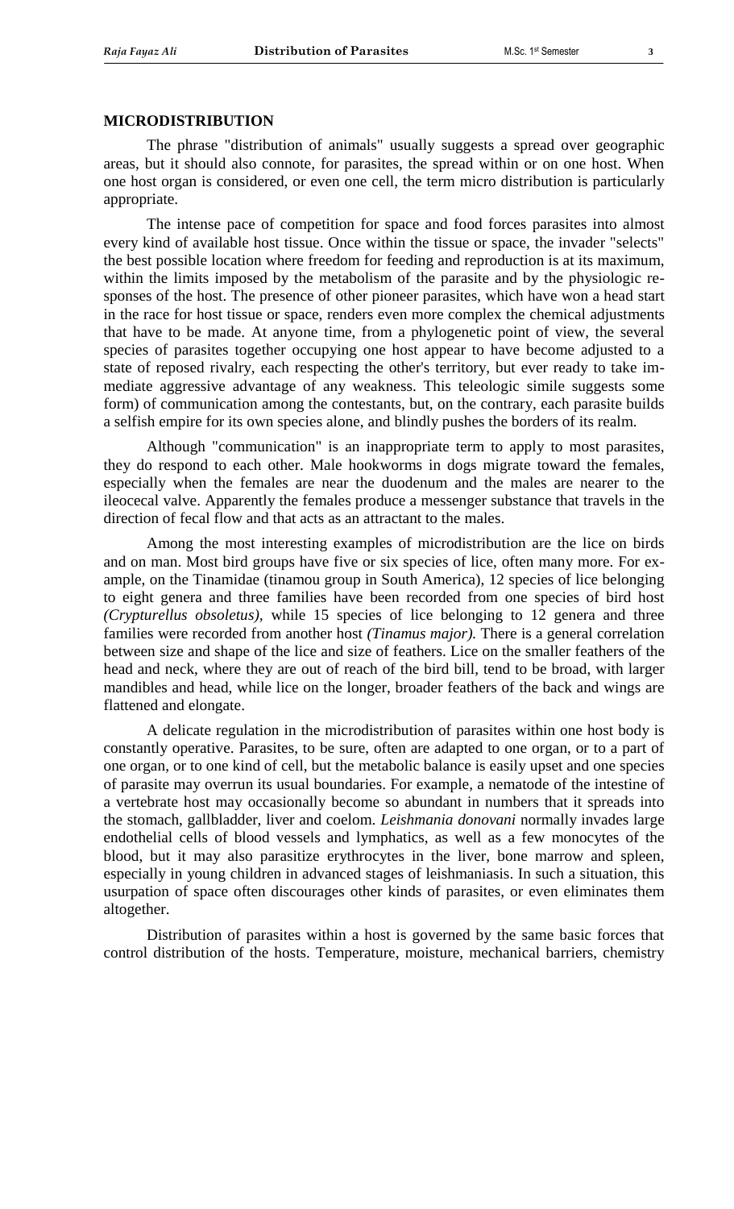## MICRODISTRIBUTION

The phrase "distribution of animals" usually suggests a spread over geographic areas, but it should also connote, for parasites, the spread within or on one host. When one host organ is considered, or even one cell, the term micro distribution is particularly appropriate.

The intense pace of competition for space and food forces parasites into almost every kind of available host tissue. Once within the tissue or space, the invader "selects" the best possible location where freedom for feeding and reproduction is at its maximum, within the limits imposed by the metabolism of the parasite and by the physiologic responses of the host. The presence of other pioneer parasites, which have won a head start in the race for host tissue or space, renders even more complex the chemical adjustments that have to be made. At anyone time, from a phylogenetic point of view, the several species of parasites together occupying one host appear to have become adjusted to a state of reposed rivalry, each respecting the other's territory, but ever ready to take immediate aggressive advantage of any weakness. This teleologic simile suggests some form) of communication among the contestants, but, on the contrary, each parasite builds a selfish empire for its own species alone, and blindly pushes the borders of its realm.

Although "communication" is an inappropriate term to apply to most parasites, they do respond to each other. Male hookworms in dogs migrate toward the females, especially when the females are near the duodenum and the males are nearer to the ileocecal valve. Apparently the females produce a messenger substance that travels in the direction of fecal flow and that acts as an attractant to the males.

Among the most interesting examples of microdistribution are the lice on birds and on man. Most bird groups have five or six species of lice, often many more. For example, on the Tinamidae (tinamou group in South America), 12 species of lice belonging to eight genera and three families have been recorded from one species of bird host *(Crypturellus obsoletus)*, while 15 species of lice belonging to 12 genera and three families were recorded from another host *(Tinamus major)*. There is a general correlation between size and shape of the lice and size of feathers. Lice on the smaller feathers of the head and neck, where they are out of reach of the bird bill, tend to be broad, with larger mandibles and head, while lice on the longer, broader feathers of the back and wings are flattened and elongate.

A delicate regulation in the microdistribution of parasites within one host body is constantly operative. Parasites, to be sure, often are adapted to one organ, or to a part of one organ, or to one kind of cell, but the metabolic balance is easily upset and one species of parasite may overrun its usual boundaries. For example, a nematode of the intestine of a vertebrate host may occasionally become so abundant in numbers that it spreads into the stomach, gallbladder, liver and coelom. *Leishmania donovani* normally invades large endothelial cells of blood vessels and lymphatics, as well as a few monocytes of the blood, but it may also parasitize erythrocytes in the liver, bone marrow and spleen, especially in young children in advanced stages of leishmaniasis. In such a situation, this usurpation of space often discourages other kinds of parasites, or even eliminates them altogether.

Distribution of parasites within a host is governed by the same basic forces that control distribution of the hosts. Temperature, moisture, mechanical barriers, chemistry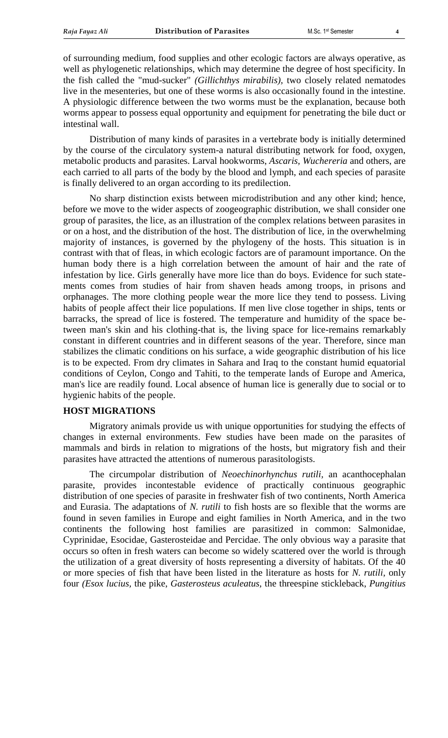of surrounding medium, food supplies and other ecologic factors are always operative, as well as phylogenetic relationships, which may determine the degree of host specificity. In the fish called the "mud-sucker" *(Gillichthys mirabilis),* two closely related nematodes live in the mesenteries, but one of these worms is also occasionally found in the intestine. A physiologic difference between the two worms must be the explanation, because both worms appear to possess equal opportunity and equipment for penetrating the bile duct or intestinal wall.

Distribution of many kinds of parasites in a vertebrate body is initially determined by the course of the circulatory system-a natural distributing network for food, oxygen, metabolic products and parasites. Larval hookworms, *Ascaris, Wuchereria* and others, are each carried to all parts of the body by the blood and lymph, and each species of parasite is finally delivered to an organ according to its predilection.

No sharp distinction exists between microdistribution and any other kind; hence, before we move to the wider aspects of zoogeographic distribution, we shall consider one group of parasites, the lice, as an illustration of the complex relations between parasites in or on a host, and the distribution of the host. The distribution of lice, in the overwhelming majority of instances, is governed by the phylogeny of the hosts. This situation is in contrast with that of fleas, in which ecologic factors are of paramount importance. On the human body there is a high correlation between the amount of hair and the rate of infestation by lice. Girls generally have more lice than do boys. Evidence for such statements comes from studies of hair from shaven heads among troops, in prisons and orphanages. The more clothing people wear the more lice they tend to possess. Living habits of people affect their lice populations. If men live close together in ships, tents or barracks, the spread of lice is fostered. The temperature and humidity of the space between man's skin and his clothing-that is, the living space for lice-remains remarkably constant in different countries and in different seasons of the year. Therefore, since man stabilizes the climatic conditions on his surface, a wide geographic distribution of his lice is to be expected. From dry climates in Sahara and Iraq to the constant humid equatorial conditions of Ceylon, Congo and Tahiti, to the temperate lands of Europe and America, man's lice are readily found. Local absence of human lice is generally due to social or to hygienic habits of the people.

## HOST MIGRATIONS

Migratory animals provide us with unique opportunities for studying the effects of changes in external environments. Few studies have been made on the parasites of mammals and birds in relation to migrations of the hosts, but migratory fish and their parasites have attracted the attentions of numerous parasitologists.

The circumpolar distribution of *Neoechinorhynchus rutili*, an acanthocephalan parasite, provides incontestable evidence of practically continuous geographic distribution of one species of parasite in freshwater fish of two continents, North America and Eurasia. The adaptations of *N. rutili* to fish hosts are so flexible that the worms are found in seven families in Europe and eight families in North America, and in the two continents the following host families are parasitized in common: Salmonidae, Cyprinidae, Esocidae, Gasterosteidae and Percidae. The only obvious way a parasite that occurs so often in fresh waters can become so widely scattered over the world is through the utilization of a great diversity of hosts representing a diversity of habitats. Of the 40 or more species of fish that have been listed in the literature as hosts for *N. rutili,* only four *(Esox lucius,* the pike, *Gasterosteus aculeatus,* the threespine stickleback, *Pungitius*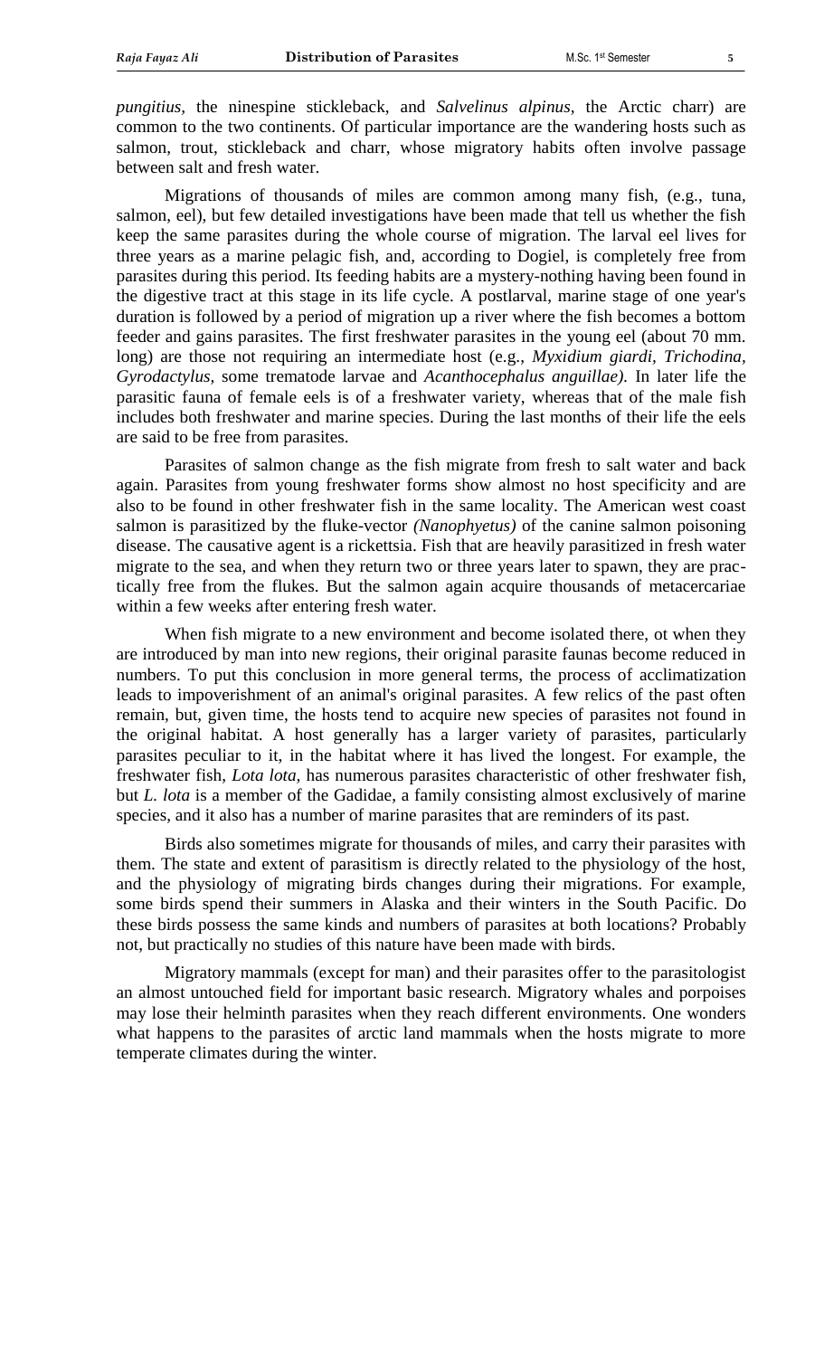*pungitius,* the ninespine stickleback, and *Salvelinus alpinus,* the Arctic charr) are common to the two continents. Of particular importance are the wandering hosts such as salmon, trout, stickleback and charr, whose migratory habits often involve passage between salt and fresh water.

Migrations of thousands of miles are common among many fish, (e.g., tuna, salmon, eel), but few detailed investigations have been made that tell us whether the fish keep the same parasites during the whole course of migration. The larval eel lives for three years as a marine pelagic fish, and, according to Dogiel, is completely free from parasites during this period. Its feeding habits are a mystery-nothing having been found in the digestive tract at this stage in its life cycle. A postlarval, marine stage of one year's duration is followed by a period of migration up a river where the fish becomes a bottom feeder and gains parasites. The first freshwater parasites in the young eel (about 70 mm. long) are those not requiring an intermediate host (e.g., *Myxidium giardi, Trichodina, Gyrodactylus,* some trematode larvae and *Acanthocephalus anguillae).* In later life the parasitic fauna of female eels is of a freshwater variety, whereas that of the male fish includes both freshwater and marine species. During the last months of their life the eels are said to be free from parasites.

Parasites of salmon change as the fish migrate from fresh to salt water and back again. Parasites from young freshwater forms show almost no host specificity and are also to be found in other freshwater fish in the same locality. The American west coast salmon is parasitized by the fluke-vector *(Nanophyetus)* of the canine salmon poisoning disease. The causative agent is a rickettsia. Fish that are heavily parasitized in fresh water migrate to the sea, and when they return two or three years later to spawn, they are practically free from the flukes. But the salmon again acquire thousands of metacercariae within a few weeks after entering fresh water.

When fish migrate to a new environment and become isolated there, ot when they are introduced by man into new regions, their original parasite faunas become reduced in numbers. To put this conclusion in more general terms, the process of acclimatization leads to impoverishment of an animal's original parasites. A few relics of the past often remain, but, given time, the hosts tend to acquire new species of parasites not found in the original habitat. A host generally has a larger variety of parasites, particularly parasites peculiar to it, in the habitat where it has lived the longest. For example, the freshwater fish, *Lota lota,* has numerous parasites characteristic of other freshwater fish, but *L. lota* is a member of the Gadidae, a family consisting almost exclusively of marine species, and it also has a number of marine parasites that are reminders of its past.

Birds also sometimes migrate for thousands of miles, and carry their parasites with them. The state and extent of parasitism is directly related to the physiology of the host, and the physiology of migrating birds changes during their migrations. For example, some birds spend their summers in Alaska and their winters in the South Pacific. Do these birds possess the same kinds and numbers of parasites at both locations? Probably not, but practically no studies of this nature have been made with birds.

Migratory mammals (except for man) and their parasites offer to the parasitologist an almost untouched field for important basic research. Migratory whales and porpoises may lose their helminth parasites when they reach different environments. One wonders what happens to the parasites of arctic land mammals when the hosts migrate to more temperate climates during the winter.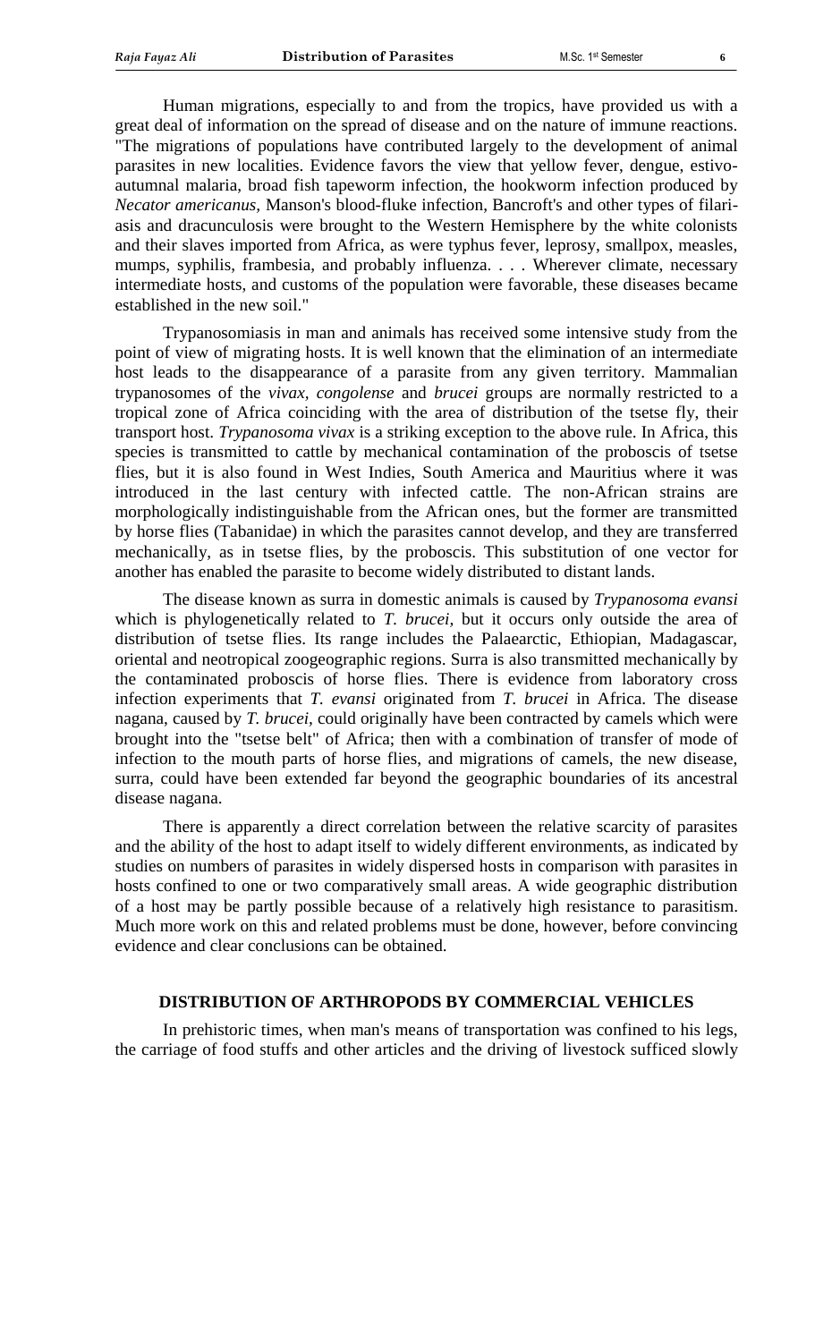Human migrations, especially to and from the tropics, have provided us with a great deal of information on the spread of disease and on the nature of immune reactions. "The migrations of populations have contributed largely to the development of animal parasites in new localities. Evidence favors the view that yellow fever, dengue, estivo-autumnal malaria, broad fish tapeworm infection, the hookworm infection produced by *Necator americanus*, Manson's blood-fluke infection, Bancroft's and other types of filari-asis and dracunculosis were brought to the Western Hemisphere by the white colonists and their slaves imported from Africa, as were typhus fever, leprosy, smallpox, measles, mumps, syphilis, frambesia, and probably influenza. . . . Wherever climate, necessary intermediate hosts, and customs of the population were favorable, these diseases became established in the new soil."

Trypanosomiasis in man and animals has received some intensive study from the point of view of migrating hosts. It is well known that the elimination of an intermediate host leads to the disappearance of a parasite from any given territory. Mammalian trypanosomes of the *vivax*, *congolense* and *brucei* groups are normally restricted to a tropical zone of Africa coinciding with the area of distribution of the tsetse fly, their transport host. *Trypanosoma vivax* is a striking exception to the above rule. In Africa, this species is transmitted to cattle by mechanical contamination of the proboscis of tsetse flies, but it is also found in West Indies, South America and Mauritius where it was introduced in the last century with infected cattle. The non-African strains are morphologically indistinguishable from the African ones, but the former are transmitted by horse flies (Tabanidae) in which the parasites cannot develop, and they are transferred mechanically, as in tsetse flies, by the proboscis. This substitution of one vector for another has enabled the parasite to become widely distributed to distant lands.

The disease known as surra in domestic animals is caused by *Trypanosoma evansi* which is phylogenetically related to *T. brucei*, but it occurs only outside the area of distribution of tsetse flies. Its range includes the Palaearctic, Ethiopian, Madagascar, oriental and neotropical zoogeographic regions. Surra is also transmitted mechanically by the contaminated proboscis of horse flies. There is evidence from laboratory cross infection experiments that *T. evansi* originated from *T. brucei* in Africa. The disease nagana, caused by *T. brucei*, could originally have been contracted by camels which were brought into the "tsetse belt" of Africa; then with a combination of transfer of mode of infection to the mouth parts of horse flies, and migrations of camels, the new disease, surra, could have been extended far beyond the geographic boundaries of its ancestral disease nagana.

There is apparently a direct correlation between the relative scarcity of parasites and the ability of the host to adapt itself to widely different environments, as indicated by studies on numbers of parasites in widely dispersed hosts in comparison with parasites in hosts confined to one or two comparatively small areas. A wide geographic distribution of a host may be partly possible because of a relatively high resistance to parasitism. Much more work on this and related problems must be done, however, before convincing evidence and clear conclusions can be obtained.

## DISTRIBUTION OF ARTHROPODS BY COMMERCIAL VEHICLES

In prehistoric times, when man's means of transportation was confined to his legs, the carriage of food stuffs and other articles and the driving of livestock sufficed slowly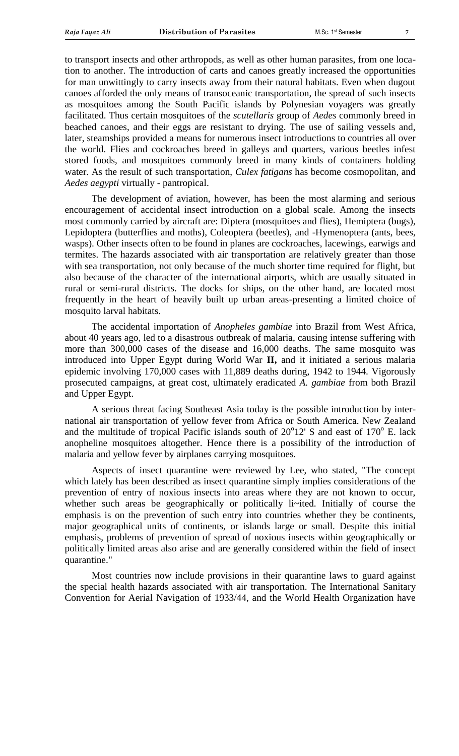to transport insects and other arthropods, as well as other human parasites, from one location to another. The introduction of carts and canoes greatly increased the opportunities for man unwittingly to carry insects away from their natural habitats. Even when dugout canoes afforded the only means of transoceanic transportation, the spread of such insects as mosquitoes among the South Pacific islands by Polynesian voyagers was greatly facilitated. Thus certain mosquitoes of the *scutellaris* group of *Aedes* commonly breed in beached canoes, and their eggs are resistant to drying. The use of sailing vessels and, later, steamships provided a means for numerous insect introductions to countries all over the world. Flies and cockroaches breed in galleys and quarters, various beetles infest stored foods, and mosquitoes commonly breed in many kinds of containers holding water. As the result of such transportation, *Culex fatigans* has become cosmopolitan, and *Aedes aegypti* virtually - pantropical.

The development of aviation, however, has been the most alarming and serious encouragement of accidental insect introduction on a global scale. Among the insects most commonly carried by aircraft are: Diptera (mosquitoes and flies), Hemiptera (bugs), Lepidoptera (butterflies and moths), Coleoptera (beetles), and -Hymenoptera (ants, bees, wasps). Other insects often to be found in planes are cockroaches, lacewings, earwigs and termites. The hazards associated with air transportation are relatively greater than those with sea transportation, not only because of the much shorter time required for flight, but also because of the character of the international airports, which are usually situated in rural or semi-rural districts. The docks for ships, on the other hand, are located most frequently in the heart of heavily built up urban areas-presenting a limited choice of mosquito larval habitats.

The accidental importation of *Anopheles gambiae* into Brazil from West Africa, about 40 years ago, led to a disastrous outbreak of malaria, causing intense suffering with more than 300,000 cases of the disease and 16,000 deaths. The same mosquito was introduced into Upper Egypt during World War **II,** and it initiated a serious malaria epidemic involving 170,000 cases with 11,889 deaths during, 1942 to 1944. Vigorously prosecuted campaigns, at great cost, ultimately eradicated *A. gambiae* from both Brazil and Upper Egypt.

A serious threat facing Southeast Asia today is the possible introduction by international air transportation of yellow fever from Africa or South America. New Zealand and the multitude of tropical Pacific islands south of 20°12' S and east of 170° E. lack anopheline mosquitoes altogether. Hence there is a possibility of the introduction of malaria and yellow fever by airplanes carrying mosquitoes.

Aspects of insect quarantine were reviewed by Lee, who stated, "The concept which lately has been described as insect quarantine simply implies considerations of the prevention of entry of noxious insects into areas where they are not known to occur, whether such areas be geographically or politically li~ited. Initially of course the emphasis is on the prevention of such entry into countries whether they be continents, major geographical units of continents, or islands large or small. Despite this initial emphasis, problems of prevention of spread of noxious insects within geographically or politically limited areas also arise and are generally considered within the field of insect quarantine."

Most countries now include provisions in their quarantine laws to guard against the special health hazards associated with air transportation. The International Sanitary Convention for Aerial Navigation of 1933/44, and the World Health Organization have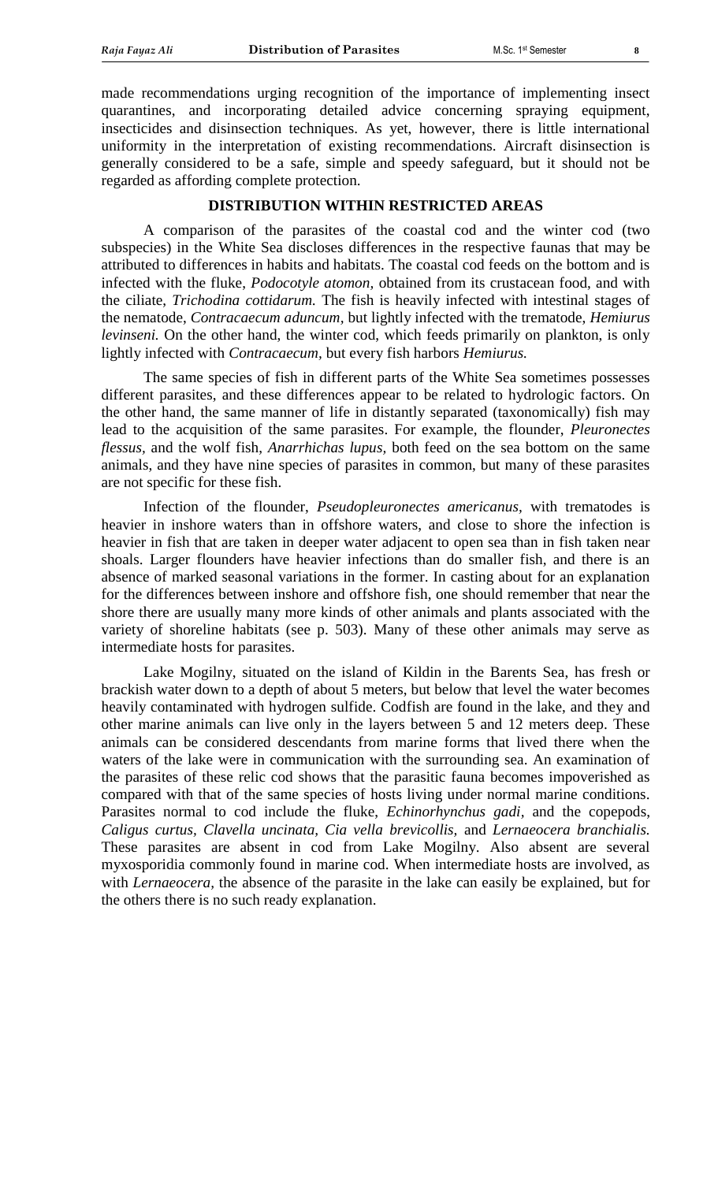made recommendations urging recognition of the importance of implementing insect quarantines, and incorporating detailed advice concerning spraying equipment, insecticides and disinsection techniques. As yet, however, there is little international uniformity in the interpretation of existing recommendations. Aircraft disinsection is generally considered to be a safe, simple and speedy safeguard, but it should not be regarded as affording complete protection.

## DISTRIBUTION WITHIN RESTRICTED AREAS

A comparison of the parasites of the coastal cod and the winter cod (two subspecies) in the White Sea discloses differences in the respective faunas that may be attributed to differences in habits and habitats. The coastal cod feeds on the bottom and is infected with the fluke, *Podocotyle atomon,* obtained from its crustacean food, and with the ciliate, *Trichodina cottidarum.* The fish is heavily infected with intestinal stages of the nematode, *Contracaecum aduncum,* but lightly infected with the trematode, *Hemiurus levinseni.* On the other hand, the winter cod, which feeds primarily on plankton, is only lightly infected with *Contracaecum,* but every fish harbors *Hemiurus.*

The same species of fish in different parts of the White Sea sometimes possesses different parasites, and these differences appear to be related to hydrologic factors. On the other hand, the same manner of life in distantly separated (taxonomically) fish may lead to the acquisition of the same parasites. For example, the flounder, *Pleuronectes flessus,* and the wolf fish, *Anarrhichas lupus,* both feed on the sea bottom on the same animals, and they have nine species of parasites in common, but many of these parasites are not specific for these fish.

Infection of the flounder, *Pseudopleuronectes americanus,* with trematodes is heavier in inshore waters than in offshore waters, and close to shore the infection is heavier in fish that are taken in deeper water adjacent to open sea than in fish taken near shoals. Larger flounders have heavier infections than do smaller fish, and there is an absence of marked seasonal variations in the former. In casting about for an explanation for the differences between inshore and offshore fish, one should remember that near the shore there are usually many more kinds of other animals and plants associated with the variety of shoreline habitats (see p. 503). Many of these other animals may serve as intermediate hosts for parasites.

Lake Mogilny, situated on the island of Kildin in the Barents Sea, has fresh or brackish water down to a depth of about 5 meters, but below that level the water becomes heavily contaminated with hydrogen sulfide. Codfish are found in the lake, and they and other marine animals can live only in the layers between 5 and 12 meters deep. These animals can be considered descendants from marine forms that lived there when the waters of the lake were in communication with the surrounding sea. An examination of the parasites of these relic cod shows that the parasitic fauna becomes impoverished as compared with that of the same species of hosts living under normal marine conditions. Parasites normal to cod include the fluke, *Echinorhynchus gadi*, and the copepods, *Caligus curtus, Clavella uncinata, Cia vella brevicollis,* and *Lernaeocera branchialis.* These parasites are absent in cod from Lake Mogilny. Also absent are several myxosporidia commonly found in marine cod. When intermediate hosts are involved, as with *Lernaeocera,* the absence of the parasite in the lake can easily be explained, but for the others there is no such ready explanation.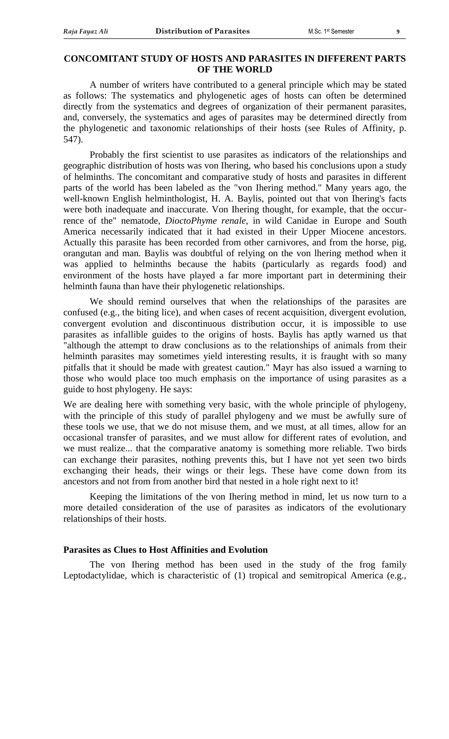## CONCOMITANT STUDY OF HOSTS AND PARASITES IN DIFFERENT PARTS OF THE WORLD

A number of writers have contributed to a general principle which may be stated as follows: The systematics and phylogenetic ages of hosts can often be determined directly from the systematics and degrees of organization of their permanent parasites, and, conversely, the systematics and ages of parasites may be determined directly from the phylogenetic and taxonomic relationships of their hosts (see Rules of Affinity, p. 547).

Probably the first scientist to use parasites as indicators of the relationships and geographic distribution of hosts was von Ihering, who based his conclusions upon a study of helminths. The concomitant and comparative study of hosts and parasites in different parts of the world has been labeled as the "von Ihering method." Many years ago, the well-known English helminthologist, H. A. Baylis, pointed out that von Ihering's facts were both inadequate and inaccurate. Von Ihering thought, for example, that the occurrence of the" nematode, *DioctoPhyme renale,* in wild Canidae in Europe and South America necessarily indicated that it had existed in their Upper Miocene ancestors. Actually this parasite has been recorded from other carnivores, and from the horse, pig, orangutan and man. Baylis was doubtful of relying on the von lhering method when it was applied to helminths because the habits (particularly as regards food) and environment of the hosts have played a far more important part in determining their helminth fauna than have their phylogenetic relationships.

We should remind ourselves that when the relationships of the parasites are confused (e.g., the biting lice), and when cases of recent acquisition, divergent evolution, convergent evolution and discontinuous distribution occur, it is impossible to use parasites as infallible guides to the origins of hosts. Baylis has aptly warned us that "although the attempt to draw conclusions as to the relationships of animals from their helminth parasites may sometimes yield interesting results, it is fraught with so many pitfalls that it should be made with greatest caution." Mayr has also issued a warning to those who would place too much emphasis on the importance of using parasites as a guide to host phylogeny. He says:

We are dealing here with something very basic, with the whole principle of phylogeny, with the principle of this study of parallel phylogeny and we must be awfully sure of these tools we use, that we do not misuse them, and we must, at all times, allow for an occasional transfer of parasites, and we must allow for different rates of evolution, and we must realize... that the comparative anatomy is something more reliable. Two birds can exchange their parasites, nothing prevents this, but I have not yet seen two birds exchanging their heads, their wings or their legs. These have come down from its ancestors and not from from another bird that nested in a hole right next to it!

Keeping the limitations of the von Ihering method in mind, let us now turn to a more detailed consideration of the use of parasites as indicators of the evolutionary relationships of their hosts.

### Parasites as Clues to Host Affinities and Evolution

The von Ihering method has been used in the study of the frog family Leptodactylidae, which is characteristic of (1) tropical and semitropical America (e.g.,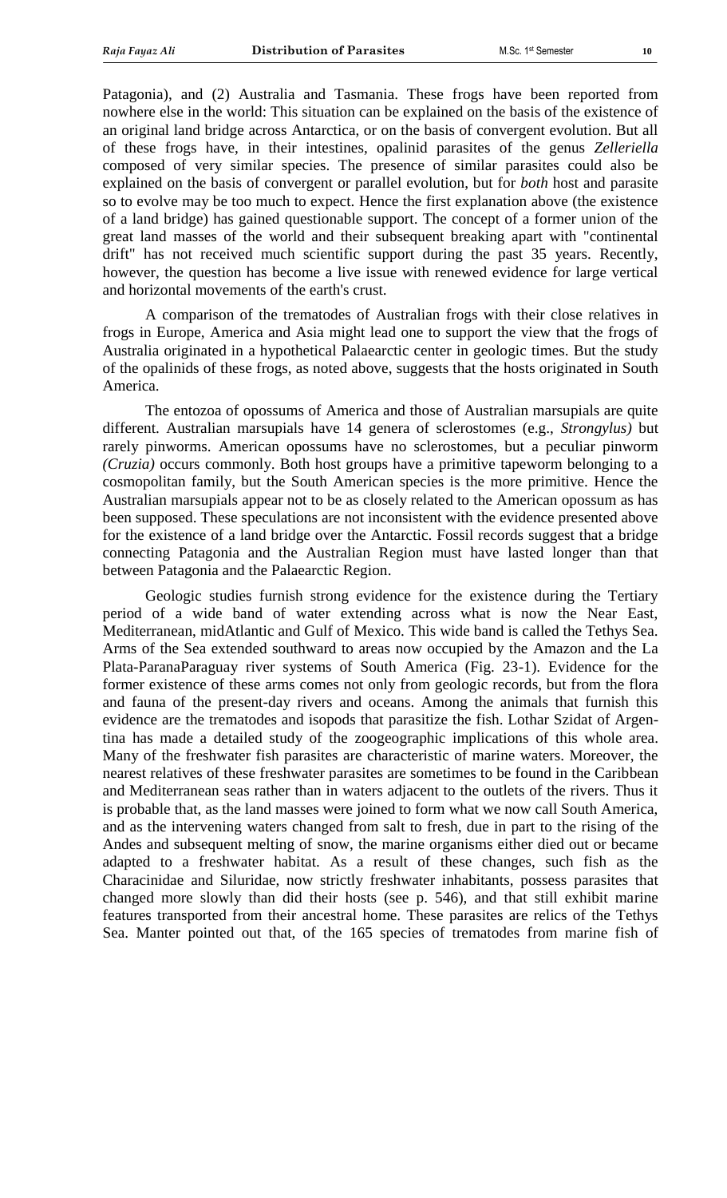Patagonia), and (2) Australia and Tasmania. These frogs have been reported from nowhere else in the world: This situation can be explained on the basis of the existence of an original land bridge across Antarctica, or on the basis of convergent evolution. But all of these frogs have, in their intestines, opalinid parasites of the genus *Zelleriella* composed of very similar species. The presence of similar parasites could also be explained on the basis of convergent or parallel evolution, but for *both* host and parasite so to evolve may be too much to expect. Hence the first explanation above (the existence of a land bridge) has gained questionable support. The concept of a former union of the great land masses of the world and their subsequent breaking apart with "continental drift" has not received much scientific support during the past 35 years. Recently, however, the question has become a live issue with renewed evidence for large vertical and horizontal movements of the earth's crust.

A comparison of the trematodes of Australian frogs with their close relatives in frogs in Europe, America and Asia might lead one to support the view that the frogs of Australia originated in a hypothetical Palaearctic center in geologic times. But the study of the opalinids of these frogs, as noted above, suggests that the hosts originated in South America.

The entozoa of opossums of America and those of Australian marsupials are quite different. Australian marsupials have 14 genera of sclerostomes (e.g., *Strongylus)* but rarely pinworms. American opossums have no sclerostomes, but a peculiar pinworm *(Cruzia)* occurs commonly. Both host groups have a primitive tapeworm belonging to a cosmopolitan family, but the South American species is the more primitive. Hence the Australian marsupials appear not to be as closely related to the American opossum as has been supposed. These speculations are not inconsistent with the evidence presented above for the existence of a land bridge over the Antarctic. Fossil records suggest that a bridge connecting Patagonia and the Australian Region must have lasted longer than that between Patagonia and the Palaearctic Region.

Geologic studies furnish strong evidence for the existence during the Tertiary period of a wide band of water extending across what is now the Near East, Mediterranean, midAtlantic and Gulf of Mexico. This wide band is called the Tethys Sea. Arms of the Sea extended southward to areas now occupied by the Amazon and the La Plata-ParanaParaguay river systems of South America (Fig. 23-1). Evidence for the former existence of these arms comes not only from geologic records, but from the flora and fauna of the present-day rivers and oceans. Among the animals that furnish this evidence are the trematodes and isopods that parasitize the fish. Lothar Szidat of Argentina has made a detailed study of the zoogeographic implications of this whole area. Many of the freshwater fish parasites are characteristic of marine waters. Moreover, the nearest relatives of these freshwater parasites are sometimes to be found in the Caribbean and Mediterranean seas rather than in waters adjacent to the outlets of the rivers. Thus it is probable that, as the land masses were joined to form what we now call South America, and as the intervening waters changed from salt to fresh, due in part to the rising of the Andes and subsequent melting of snow, the marine organisms either died out or became adapted to a freshwater habitat. As a result of these changes, such fish as the Characinidae and Siluridae, now strictly freshwater inhabitants, possess parasites that changed more slowly than did their hosts (see p. 546), and that still exhibit marine features transported from their ancestral home. These parasites are relics of the Tethys Sea. Manter pointed out that, of the 165 species of trematodes from marine fish of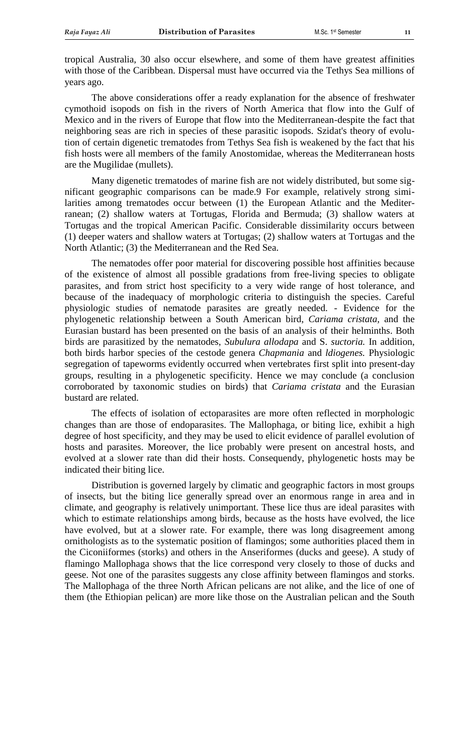tropical Australia, 30 also occur elsewhere, and some of them have greatest affinities with those of the Caribbean. Dispersal must have occurred via the Tethys Sea millions of years ago.

The above considerations offer a ready explanation for the absence of freshwater cymothoid isopods on fish in the rivers of North America that flow into the Gulf of Mexico and in the rivers of Europe that flow into the Mediterranean-despite the fact that neighboring seas are rich in species of these parasitic isopods. Szidat's theory of evolution of certain digenetic trematodes from Tethys Sea fish is weakened by the fact that his fish hosts were all members of the family Anostomidae, whereas the Mediterranean hosts are the Mugilidae (mullets).

Many digenetic trematodes of marine fish are not widely distributed, but some significant geographic comparisons can be made.9 For example, relatively strong similarities among trematodes occur between (1) the European Atlantic and the Mediterranean; (2) shallow waters at Tortugas, Florida and Bermuda; (3) shallow waters at Tortugas and the tropical American Pacific. Considerable dissimilarity occurs between (1) deeper waters and shallow waters at Tortugas; (2) shallow waters at Tortugas and the North Atlantic; (3) the Mediterranean and the Red Sea.

The nematodes offer poor material for discovering possible host affinities because of the existence of almost all possible gradations from free-living species to obligate parasites, and from strict host specificity to a very wide range of host tolerance, and because of the inadequacy of morphologic criteria to distinguish the species. Careful physiologic studies of nematode parasites are greatly needed. - Evidence for the phylogenetic relationship between a South American bird, *Cariama cristata,* and the Eurasian bustard has been presented on the basis of an analysis of their helminths. Both birds are parasitized by the nematodes, *Subulura allodapa* and S. *suctoria.* In addition, both birds harbor species of the cestode genera *Chapmania* and *ldiogenes.* Physiologic segregation of tapeworms evidently occurred when vertebrates first split into present-day groups, resulting in a phylogenetic specificity. Hence we may conclude (a conclusion corroborated by taxonomic studies on birds) that *Cariama cristata* and the Eurasian bustard are related.

The effects of isolation of ectoparasites are more often reflected in morphologic changes than are those of endoparasites. The Mallophaga, or biting lice, exhibit a high degree of host specificity, and they may be used to elicit evidence of parallel evolution of hosts and parasites. Moreover, the lice probably were present on ancestral hosts, and evolved at a slower rate than did their hosts. Consequendy, phylogenetic hosts may be indicated their biting lice.

Distribution is governed largely by climatic and geographic factors in most groups of insects, but the biting lice generally spread over an enormous range in area and in climate, and geography is relatively unimportant. These lice thus are ideal parasites with which to estimate relationships among birds, because as the hosts have evolved, the lice have evolved, but at a slower rate. For example, there was long disagreement among ornithologists as to the systematic position of flamingos; some authorities placed them in the Ciconiiformes (storks) and others in the Anseriformes (ducks and geese). A study of flamingo Mallophaga shows that the lice correspond very closely to those of ducks and geese. Not one of the parasites suggests any close affinity between flamingos and storks. The Mallophaga of the three North African pelicans are not alike, and the lice of one of them (the Ethiopian pelican) are more like those on the Australian pelican and the South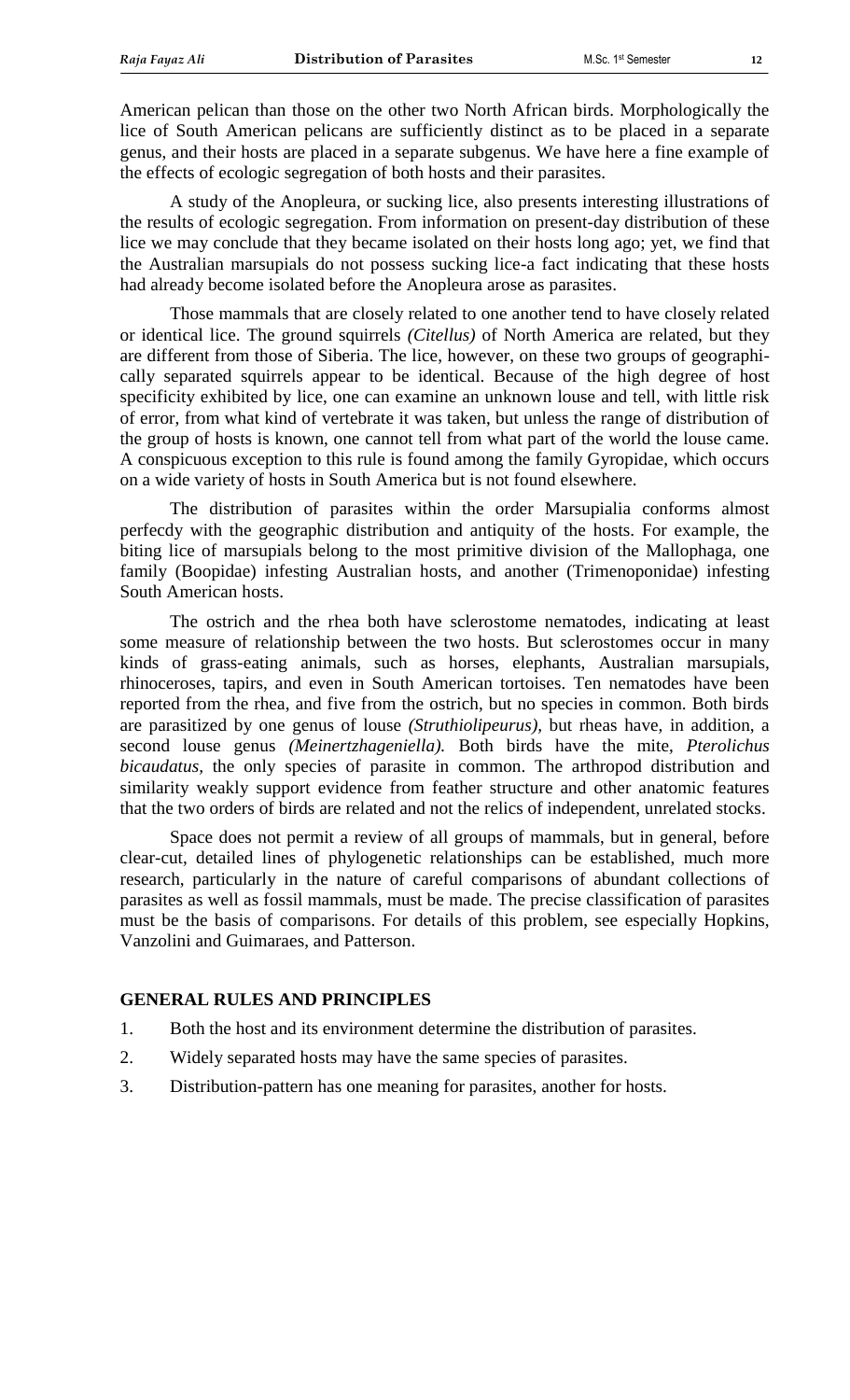American pelican than those on the other two North African birds. Morphologically the lice of South American pelicans are sufficiently distinct as to be placed in a separate genus, and their hosts are placed in a separate subgenus. We have here a fine example of the effects of ecologic segregation of both hosts and their parasites.

A study of the Anopleura, or sucking lice, also presents interesting illustrations of the results of ecologic segregation. From information on present-day distribution of these lice we may conclude that they became isolated on their hosts long ago; yet, we find that the Australian marsupials do not possess sucking lice-a fact indicating that these hosts had already become isolated before the Anopleura arose as parasites.

Those mammals that are closely related to one another tend to have closely related or identical lice. The ground squirrels *(Citellus)* of North America are related, but they are different from those of Siberia. The lice, however, on these two groups of geographically separated squirrels appear to be identical. Because of the high degree of host specificity exhibited by lice, one can examine an unknown louse and tell, with little risk of error, from what kind of vertebrate it was taken, but unless the range of distribution of the group of hosts is known, one cannot tell from what part of the world the louse came. A conspicuous exception to this rule is found among the family Gyropidae, which occurs on a wide variety of hosts in South America but is not found elsewhere.

The distribution of parasites within the order Marsupialia conforms almost perfecdy with the geographic distribution and antiquity of the hosts. For example, the biting lice of marsupials belong to the most primitive division of the Mallophaga, one family (Boopidae) infesting Australian hosts, and another (Trimenoponidae) infesting South American hosts.

The ostrich and the rhea both have sclerostome nematodes, indicating at least some measure of relationship between the two hosts. But sclerostomes occur in many kinds of grass-eating animals, such as horses, elephants, Australian marsupials, rhinoceroses, tapirs, and even in South American tortoises. Ten nematodes have been reported from the rhea, and five from the ostrich, but no species in common. Both birds are parasitized by one genus of louse *(Struthiolipeurus)*, but rheas have, in addition, a second louse genus *(Meinertzhageniella)*. Both birds have the mite, *Pterolichus bicaudatus*, the only species of parasite in common. The arthropod distribution and similarity weakly support evidence from feather structure and other anatomic features that the two orders of birds are related and not the relics of independent, unrelated stocks.

Space does not permit a review of all groups of mammals, but in general, before clear-cut, detailed lines of phylogenetic relationships can be established, much more research, particularly in the nature of careful comparisons of abundant collections of parasites as well as fossil mammals, must be made. The precise classification of parasites must be the basis of comparisons. For details of this problem, see especially Hopkins, Vanzolini and Guimaraes, and Patterson.

## GENERAL RULES AND PRINCIPLES

1. Both the host and its environment determine the distribution of parasites.
2. Widely separated hosts may have the same species of parasites.
3. Distribution-pattern has one meaning for parasites, another for hosts.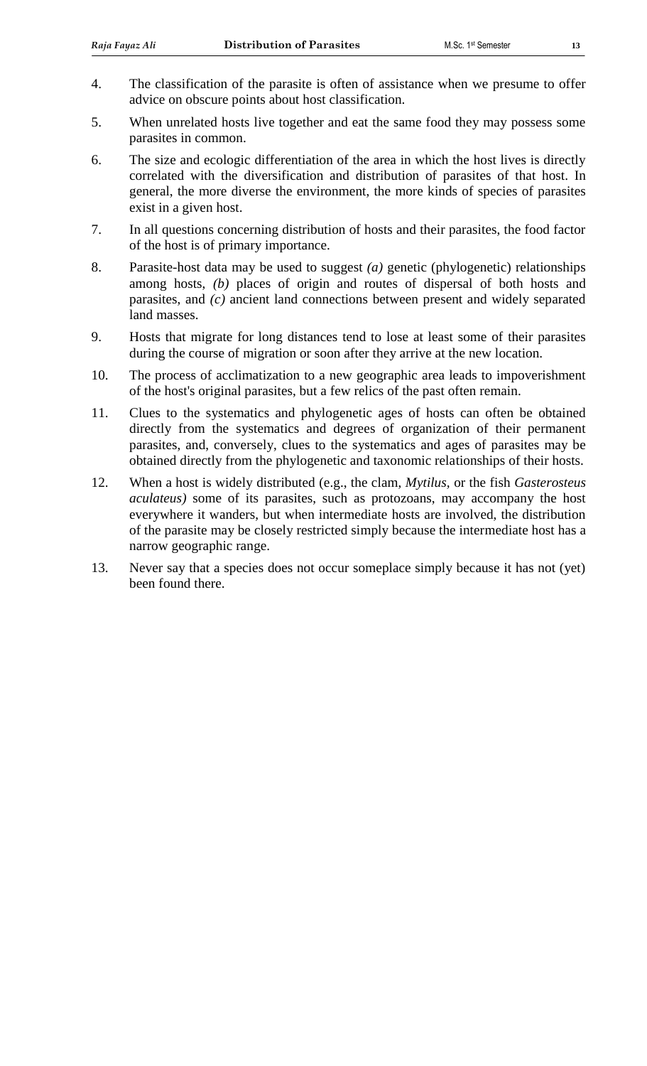4. The classification of the parasite is often of assistance when we presume to offer advice on obscure points about host classification.

5. When unrelated hosts live together and eat the same food they may possess some parasites in common.

6. The size and ecologic differentiation of the area in which the host lives is directly correlated with the diversification and distribution of parasites of that host. In general, the more diverse the environment, the more kinds of species of parasites exist in a given host.

7. In all questions concerning distribution of hosts and their parasites, the food factor of the host is of primary importance.

8. Parasite-host data may be used to suggest *(a)* genetic (phylogenetic) relationships among hosts, *(b)* places of origin and routes of dispersal of both hosts and parasites, and *(c)* ancient land connections between present and widely separated land masses.

9. Hosts that migrate for long distances tend to lose at least some of their parasites during the course of migration or soon after they arrive at the new location.

10. The process of acclimatization to a new geographic area leads to impoverishment of the host's original parasites, but a few relics of the past often remain.

11. Clues to the systematics and phylogenetic ages of hosts can often be obtained directly from the systematics and degrees of organization of their permanent parasites, and, conversely, clues to the systematics and ages of parasites may be obtained directly from the phylogenetic and taxonomic relationships of their hosts.

12. When a host is widely distributed (e.g., the clam, *Mytilus,* or the fish *Gasterosteus aculateus)* some of its parasites, such as protozoans, may accompany the host everywhere it wanders, but when intermediate hosts are involved, the distribution of the parasite may be closely restricted simply because the intermediate host has a narrow geographic range.

13. Never say that a species does not occur someplace simply because it has not (yet) been found there.